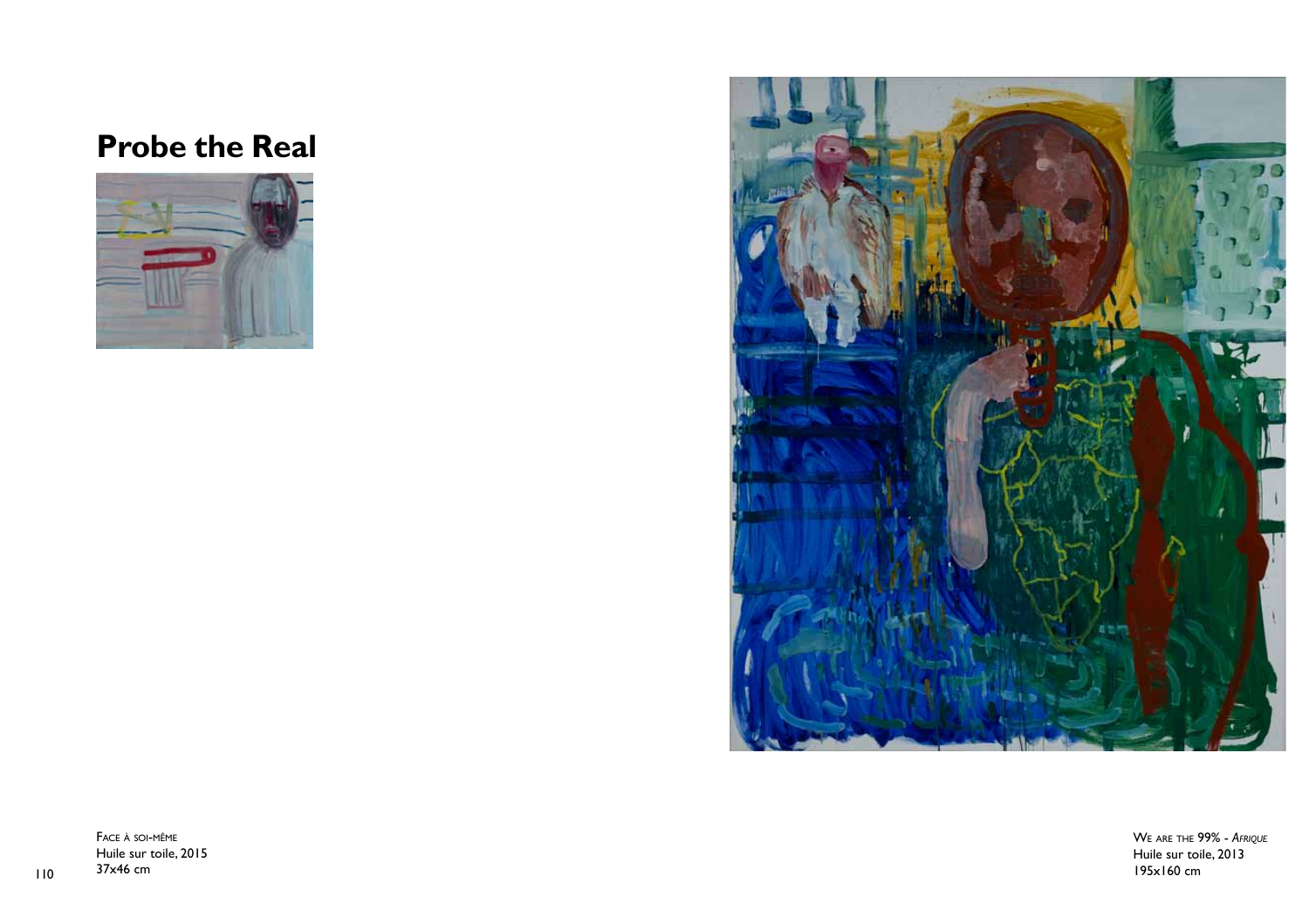# Probe the Real

Face à soi-même
Huile sur toile, 2015
37x46 cm

We are the 99% - *Afrique*
Huile sur toile, 2013
195x160 cm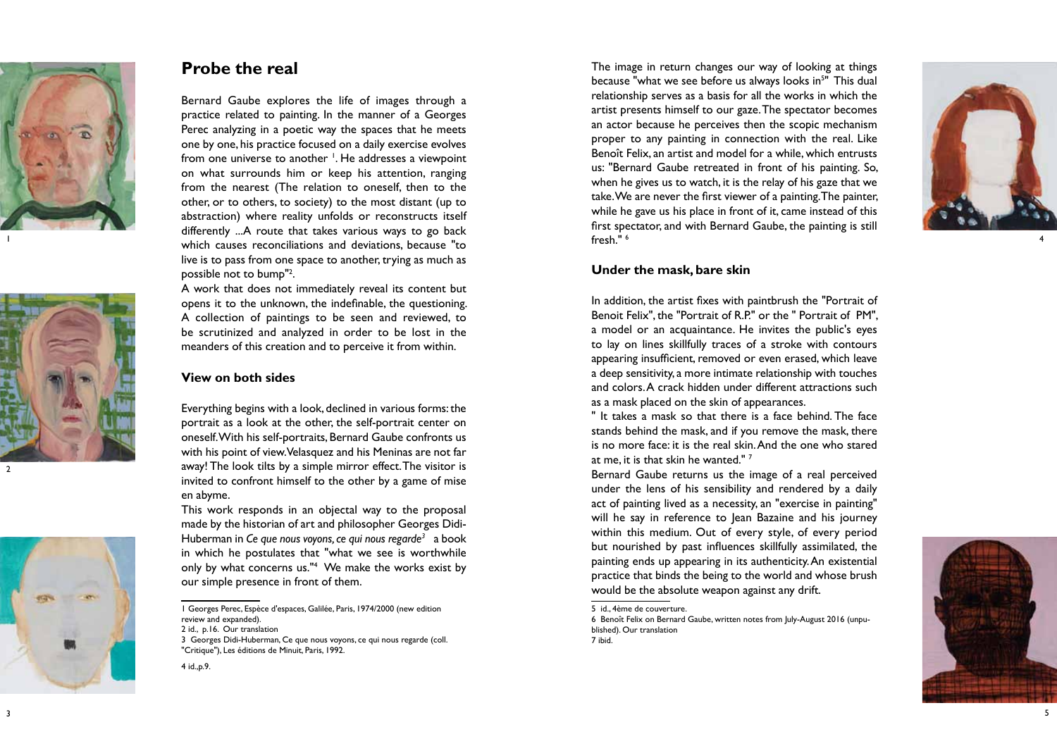## Probe the real

Bernard Gaube explores the life of images through a practice related to painting. In the manner of a Georges Perec analyzing in a poetic way the spaces that he meets one by one, his practice focused on a daily exercise evolves from one universe to another [1]. He addresses a viewpoint on what surrounds him or keep his attention, ranging from the nearest (The relation to oneself, then to the other, or to others, to society) to the most distant (up to abstraction) where reality unfolds or reconstructs itself differently ...A route that takes various ways to go back which causes reconciliations and deviations, because "to live is to pass from one space to another, trying as much as possible not to bump"[2].

A work that does not immediately reveal its content but opens it to the unknown, the indefinable, the questioning. A collection of paintings to be seen and reviewed, to be scrutinized and analyzed in order to be lost in the meanders of this creation and to perceive it from within.

### View on both sides

Everything begins with a look, declined in various forms: the portrait as a look at the other, the self-portrait center on oneself. With his self-portraits, Bernard Gaube confronts us with his point of view. Velasquez and his Meninas are not far away! The look tilts by a simple mirror effect. The visitor is invited to confront himself to the other by a game of mise en abyme.

This work responds in an objectal way to the proposal made by the historian of art and philosopher Georges Didi-Huberman in *Ce que nous voyons, ce qui nous regarde*[3] a book in which he postulates that "what we see is worthwhile only by what concerns us."[4] We make the works exist by our simple presence in front of them.

1 Georges Perec, Espèce d'espaces, Galilée, Paris, 1974/2000 (new edition review and expanded).

2 id., p.16. Our translation

3 Georges Didi-Huberman, Ce que nous voyons, ce qui nous regarde (coll. "Critique"), Les éditions de Minuit, Paris, 1992.

4 id., p.9.

The image in return changes our way of looking at things because "what we see before us always looks in[5]" This dual relationship serves as a basis for all the works in which the artist presents himself to our gaze. The spectator becomes an actor because he perceives then the scopic mechanism proper to any painting in connection with the real. Like Benoît Felix, an artist and model for a while, which entrusts us: "Bernard Gaube retreated in front of his painting. So, when he gives us to watch, it is the relay of his gaze that we take. We are never the first viewer of a painting. The painter, while he gave us his place in front of it, came instead of this first spectator, and with Bernard Gaube, the painting is still fresh." [6]

### Under the mask, bare skin

In addition, the artist fixes with paintbrush the "Portrait of Benoit Felix", the "Portrait of R.P." or the " Portrait of PM", a model or an acquaintance. He invites the public's eyes to lay on lines skillfully traces of a stroke with contours appearing insufficient, removed or even erased, which leave a deep sensitivity, a more intimate relationship with touches and colors. A crack hidden under different attractions such as a mask placed on the skin of appearances.

" It takes a mask so that there is a face behind. The face stands behind the mask, and if you remove the mask, there is no more face: it is the real skin. And the one who stared at me, it is that skin he wanted." [7]

Bernard Gaube returns us the image of a real perceived under the lens of his sensibility and rendered by a daily act of painting lived as a necessity, an "exercise in painting" will he say in reference to Jean Bazaine and his journey within this medium. Out of every style, of every period but nourished by past influences skillfully assimilated, the painting ends up appearing in its authenticity. An existential practice that binds the being to the world and whose brush would be the absolute weapon against any drift.

5 id., 4ème de couverture.

6 Benoît Felix on Bernard Gaube, written notes from July-August 2016 (unpublished). Our translation

7 ibid.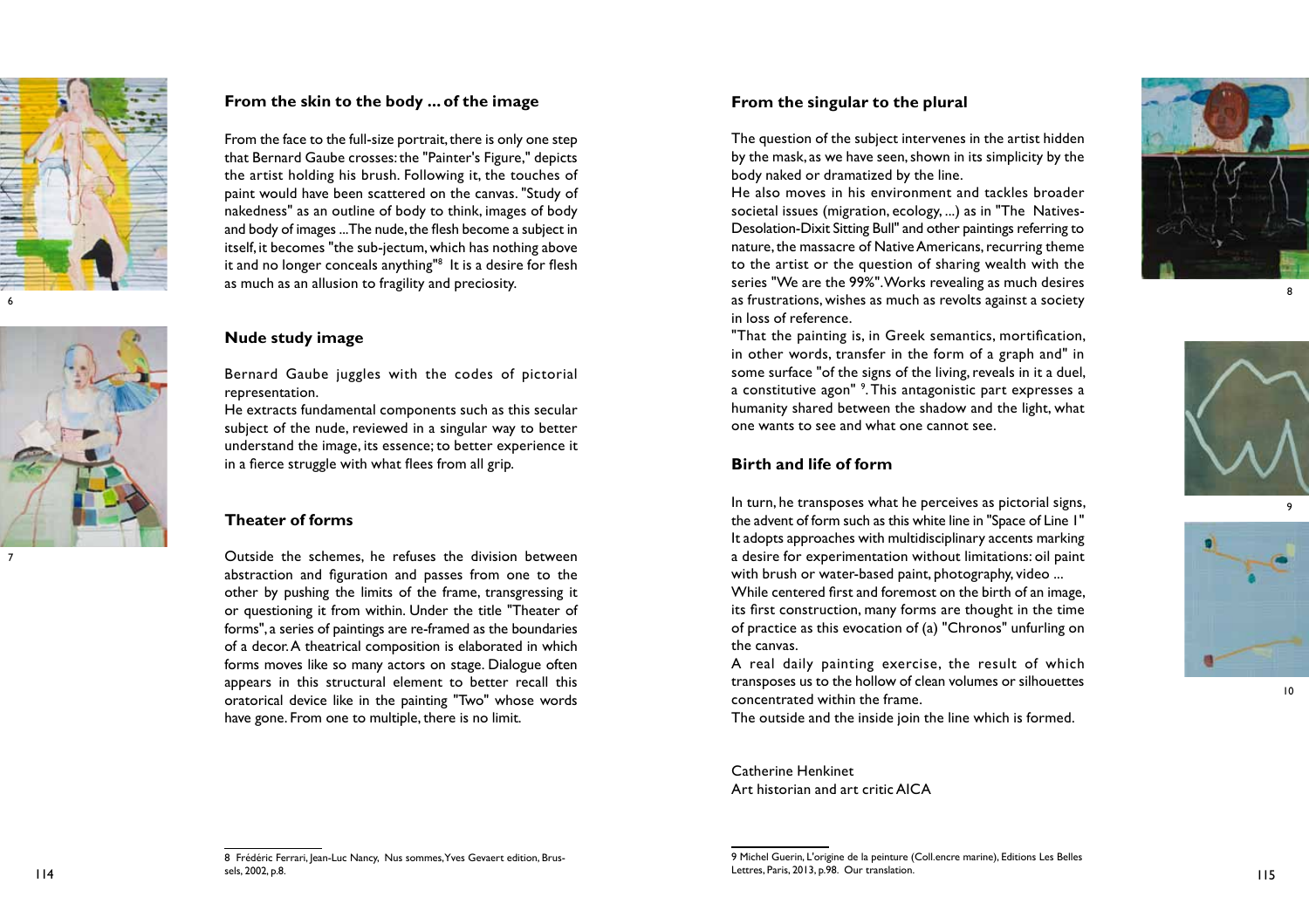## From the skin to the body ... of the image

From the face to the full-size portrait, there is only one step that Bernard Gaube crosses: the "Painter's Figure," depicts the artist holding his brush. Following it, the touches of paint would have been scattered on the canvas. "Study of nakedness" as an outline of body to think, images of body and body of images ... The nude, the flesh become a subject in itself, it becomes "the sub-jectum, which has nothing above it and no longer conceals anything"[8] It is a desire for flesh as much as an allusion to fragility and preciosity.

## Nude study image

Bernard Gaube juggles with the codes of pictorial representation.

He extracts fundamental components such as this secular subject of the nude, reviewed in a singular way to better understand the image, its essence; to better experience it in a fierce struggle with what flees from all grip.

## Theater of forms

Outside the schemes, he refuses the division between abstraction and figuration and passes from one to the other by pushing the limits of the frame, transgressing it or questioning it from within. Under the title "Theater of forms", a series of paintings are re-framed as the boundaries of a decor. A theatrical composition is elaborated in which forms moves like so many actors on stage. Dialogue often appears in this structural element to better recall this oratorical device like in the painting "Two" whose words have gone. From one to multiple, there is no limit.

## From the singular to the plural

The question of the subject intervenes in the artist hidden by the mask, as we have seen, shown in its simplicity by the body naked or dramatized by the line.

He also moves in his environment and tackles broader societal issues (migration, ecology, ...) as in "The Natives-Desolation-Dixit Sitting Bull" and other paintings referring to nature, the massacre of Native Americans, recurring theme to the artist or the question of sharing wealth with the series "We are the 99%". Works revealing as much desires as frustrations, wishes as much as revolts against a society in loss of reference.

"That the painting is, in Greek semantics, mortification, in other words, transfer in the form of a graph and" in some surface "of the signs of the living, reveals in it a duel, a constitutive agon" [9]. This antagonistic part expresses a humanity shared between the shadow and the light, what one wants to see and what one cannot see.

## Birth and life of form

In turn, he transposes what he perceives as pictorial signs, the advent of form such as this white line in "Space of Line 1" It adopts approaches with multidisciplinary accents marking a desire for experimentation without limitations: oil paint with brush or water-based paint, photography, video ...

While centered first and foremost on the birth of an image, its first construction, many forms are thought in the time of practice as this evocation of (a) "Chronos" unfurling on the canvas.

A real daily painting exercise, the result of which transposes us to the hollow of clean volumes or silhouettes concentrated within the frame.

The outside and the inside join the line which is formed.

Catherine Henkinet
Art historian and art critic AICA

---

8 Frédéric Ferrari, Jean-Luc Nancy, Nus sommes, Yves Gevaert edition, Brussels, 2002, p.8.

9 Michel Guerin, L'origine de la peinture (Coll.encre marine), Editions Les Belles Lettres, Paris, 2013, p.98. Our translation.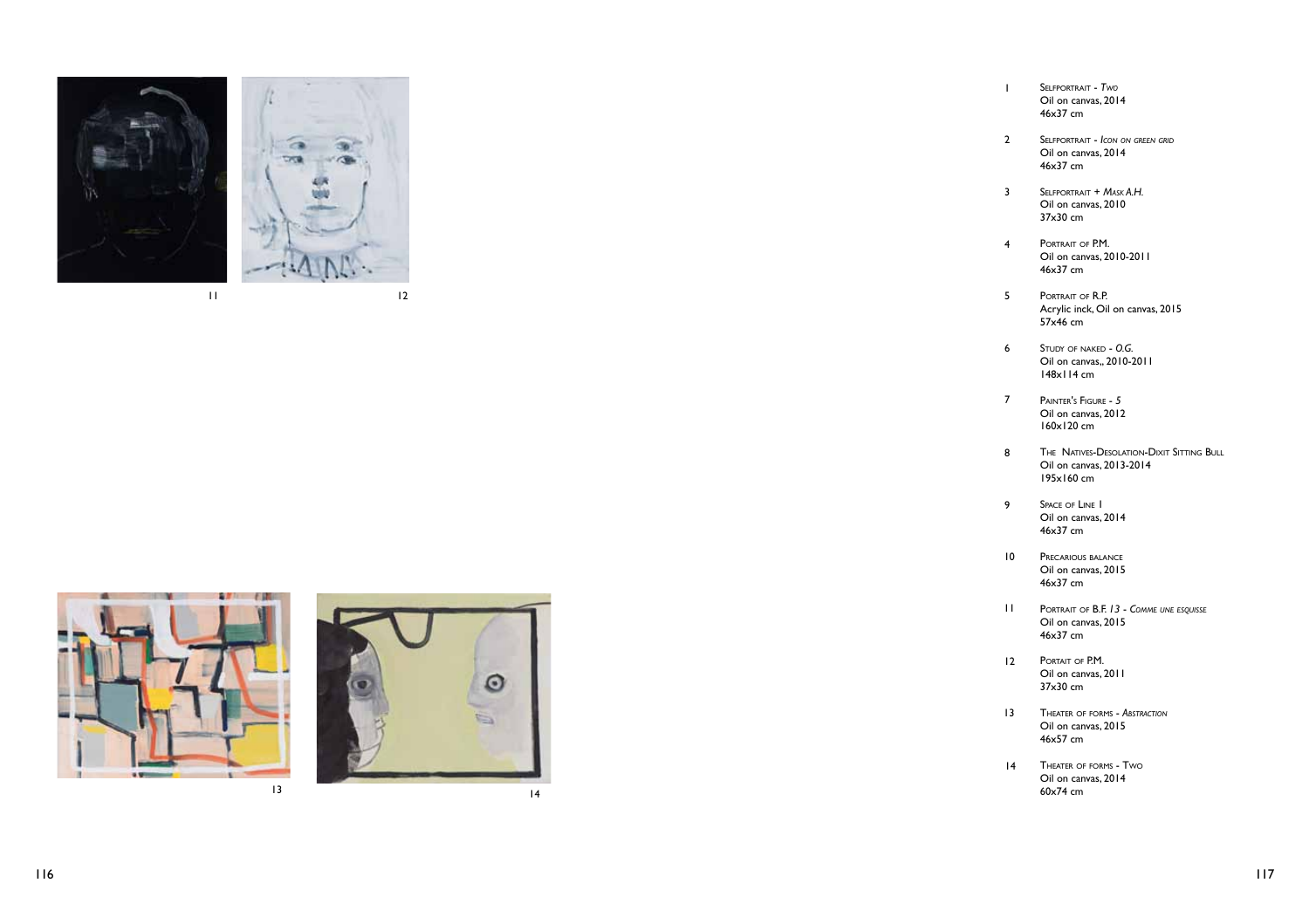11

12

13

14

1 Selfportrait - *Two*
Oil on canvas, 2014
46x37 cm

2 Selfportrait - *Icon on green grid*
Oil on canvas, 2014
46x37 cm

3 Selfportrait + *Mask A.H.*
Oil on canvas, 2010
37x30 cm

4 Portrait of P.M.
Oil on canvas, 2010-2011
46x37 cm

5 Portrait of R.P.
Acrylic inck, Oil on canvas, 2015
57x46 cm

6 Study of naked - *O.G.*
Oil on canvas,, 2010-2011
148x114 cm

7 Painter's Figure - *5*
Oil on canvas, 2012
160x120 cm

8 The Natives-Desolation-Dixit Sitting Bull
Oil on canvas, 2013-2014
195x160 cm

9 Space of Line 1
Oil on canvas, 2014
46x37 cm

10 Precarious balance
Oil on canvas, 2015
46x37 cm

11 Portrait of B.F. *13 - Comme une esquisse*
Oil on canvas, 2015
46x37 cm

12 Portait of P.M.
Oil on canvas, 2011
37x30 cm

13 Theater of forms - *Abstraction*
Oil on canvas, 2015
46x57 cm

14 Theater of forms - Two
Oil on canvas, 2014
60x74 cm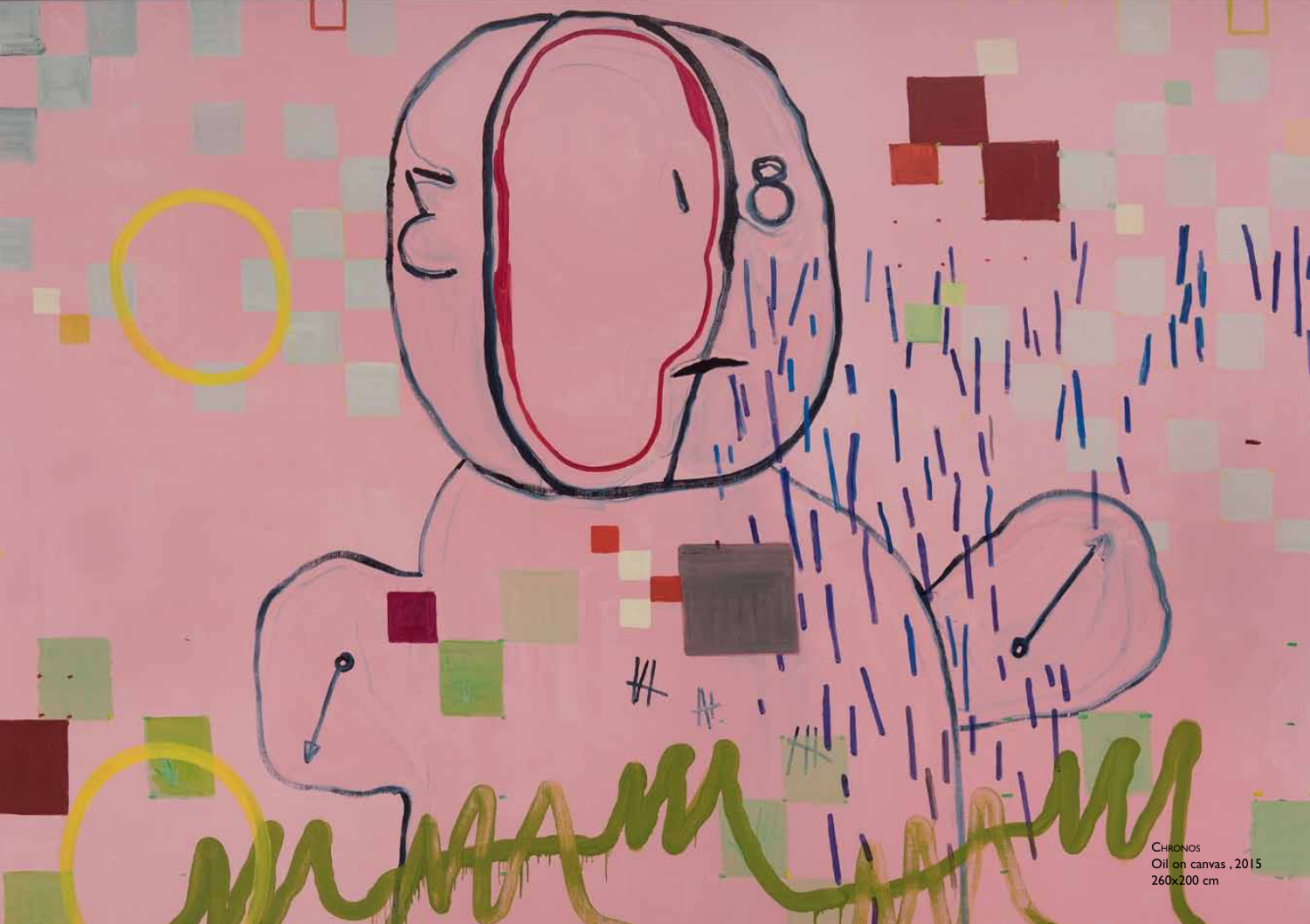Chronos
Oil on canvas , 2015
260x200 cm